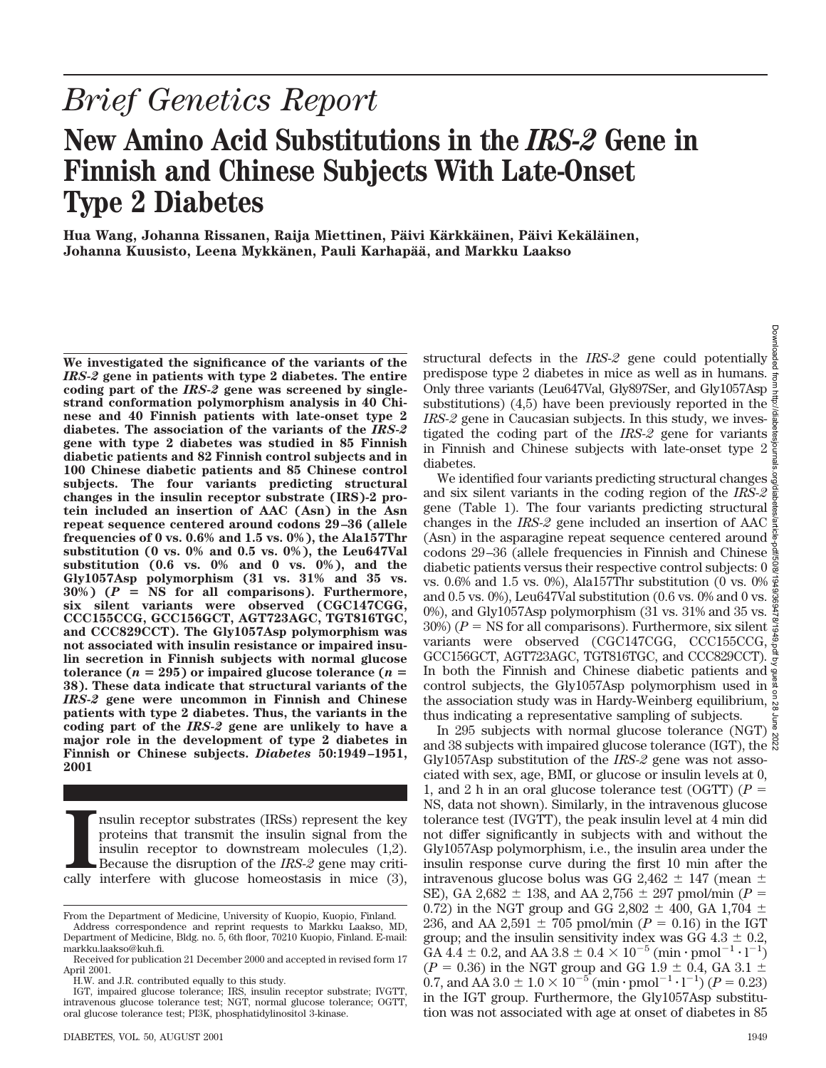*Brief Genetics Report*

# New Amino Acid Substitutions in the *IRS-2* Gene in Finnish and Chinese Subjects With Late-Onset Type 2 Diabetes

**Hua Wang, Johanna Rissanen, Raija Miettinen, Päivi Kärkkäinen, Päivi Kekäläinen, Johanna Kuusisto, Leena Mykkänen, Pauli Karhapää, and Markku Laakso**

**We investigated the significance of the variants of the *IRS-2* gene in patients with type 2 diabetes. The entire coding part of the *IRS-2* gene was screened by single-strand conformation polymorphism analysis in 40 Chinese and 40 Finnish patients with late-onset type 2 diabetes. The association of the variants of the *IRS-2* gene with type 2 diabetes was studied in 85 Finnish diabetic patients and 82 Finnish control subjects and in 100 Chinese diabetic patients and 85 Chinese control subjects. The four variants predicting structural changes in the insulin receptor substrate (IRS)-2 protein included an insertion of AAC (Asn) in the Asn repeat sequence centered around codons 29–36 (allele frequencies of 0 vs. 0.6% and 1.5 vs. 0%), the Ala157Thr substitution (0 vs. 0% and 0.5 vs. 0%), the Leu647Val substitution (0.6 vs. 0% and 0 vs. 0%), and the Gly1057Asp polymorphism (31 vs. 31% and 35 vs. 30%) ($P$ = NS for all comparisons). Furthermore, six silent variants were observed (CGC147CGG, CCC155CCG, GCC156GCT, AGT723AGC, TGT816TGC, and CCC829CCT). The Gly1057Asp polymorphism was not associated with insulin resistance or impaired insulin secretion in Finnish subjects with normal glucose tolerance ($n$ = 295) or impaired glucose tolerance ($n$ = 38). These data indicate that structural variants of the *IRS-2* gene were uncommon in Finnish and Chinese patients with type 2 diabetes. Thus, the variants in the coding part of the *IRS-2* gene are unlikely to have a major role in the development of type 2 diabetes in Finnish or Chinese subjects. *Diabetes* 50:1949–1951, 2001**

Insulin receptor substrates (IRSs) represent the key proteins that transmit the insulin signal from the insulin receptor to downstream molecules (1,2). Because the disruption of the *IRS-2* gene may critically interfere with glucose homeostasis in mice (3), structural defects in the *IRS-2* gene could potentially predispose type 2 diabetes in mice as well as in humans. Only three variants (Leu647Val, Gly897Ser, and Gly1057Asp substitutions) (4,5) have been previously reported in the *IRS-2* gene in Caucasian subjects. In this study, we investigated the coding part of the *IRS-2* gene for variants in Finnish and Chinese subjects with late-onset type 2 diabetes.

We identified four variants predicting structural changes and six silent variants in the coding region of the *IRS-2* gene (Table 1). The four variants predicting structural changes in the *IRS-2* gene included an insertion of AAC (Asn) in the asparagine repeat sequence centered around codons 29–36 (allele frequencies in Finnish and Chinese diabetic patients versus their respective control subjects: 0 vs. 0.6% and 1.5 vs. 0%), Ala157Thr substitution (0 vs. 0% and 0.5 vs. 0%), Leu647Val substitution (0.6 vs. 0% and 0 vs. 0%), and Gly1057Asp polymorphism (31 vs. 31% and 35 vs. 30%) ($P$ = NS for all comparisons). Furthermore, six silent variants were observed (CGC147CGG, CCC155CCG, GCC156GCT, AGT723AGC, TGT816TGC, and CCC829CCT). In both the Finnish and Chinese diabetic patients and control subjects, the Gly1057Asp polymorphism used in the association study was in Hardy-Weinberg equilibrium, thus indicating a representative sampling of subjects.

In 295 subjects with normal glucose tolerance (NGT) and 38 subjects with impaired glucose tolerance (IGT), the Gly1057Asp substitution of the *IRS-2* gene was not associated with sex, age, BMI, or glucose or insulin levels at 0, 1, and 2 h in an oral glucose tolerance test (OGTT) ($P$ = NS, data not shown). Similarly, in the intravenous glucose tolerance test (IVGTT), the peak insulin level at 4 min did not differ significantly in subjects with and without the Gly1057Asp polymorphism, i.e., the insulin area under the insulin response curve during the first 10 min after the intravenous glucose bolus was GG 2,462 ± 147 (mean ± SE), GA 2,682 ± 138, and AA 2,756 ± 297 pmol/min ($P$ = 0.72) in the NGT group and GG 2,802 ± 400, GA 1,704 ± 236, and AA 2,591 ± 705 pmol/min ($P$ = 0.16) in the IGT group; and the insulin sensitivity index was GG 4.3 ± 0.2, GA 4.4 ± 0.2, and AA 3.8 ± 0.4 × $10^{-5}$ (min · pmol$^{-1}$ · l$^{-1}$) ($P$ = 0.36) in the NGT group and GG 1.9 ± 0.4, GA 3.1 ± 0.7, and AA 3.0 ± 1.0 × $10^{-5}$ (min · pmol$^{-1}$ · l$^{-1}$) ($P$ = 0.23) in the IGT group. Furthermore, the Gly1057Asp substitution was not associated with age at onset of diabetes in 85

From the Department of Medicine, University of Kuopio, Kuopio, Finland.

Address correspondence and reprint requests to Markku Laakso, MD, Department of Medicine, Bldg. no. 5, 6th floor, 70210 Kuopio, Finland. E-mail: markku.laakso@kuh.fi.

Received for publication 21 December 2000 and accepted in revised form 17 April 2001.

H.W. and J.R. contributed equally to this study.

IGT, impaired glucose tolerance; IRS, insulin receptor substrate; IVGTT, intravenous glucose tolerance test; NGT, normal glucose tolerance; OGTT, oral glucose tolerance test; PI3K, phosphatidylinositol 3-kinase.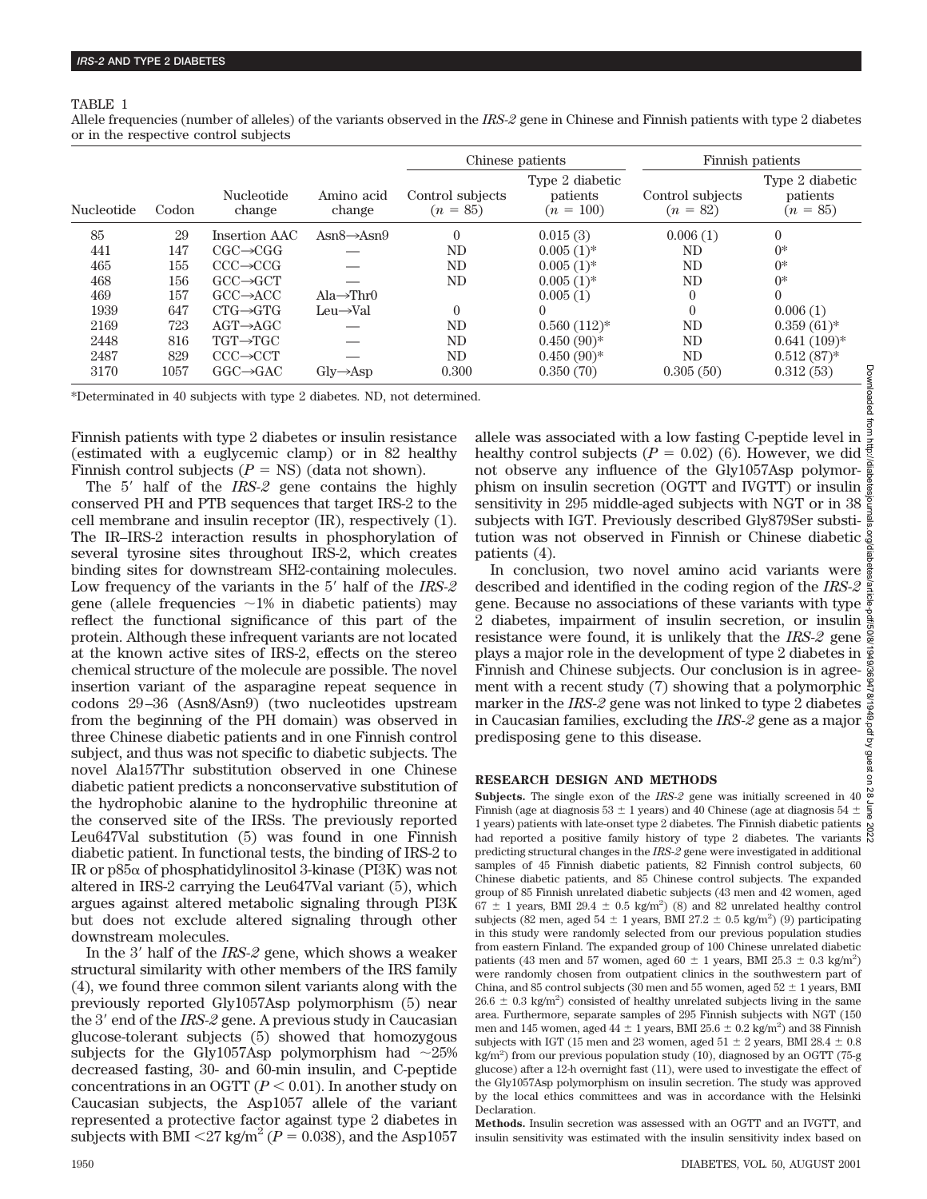TABLE 1

Allele frequencies (number of alleles) of the variants observed in the *IRS-2* gene in Chinese and Finnish patients with type 2 diabetes or in the respective control subjects

| Nucleotide | Codon | Nucleotide change | Amino acid change | Chinese patients | | Finnish patients | |
|---|---|---|---|---|---|---|---|
| | | | | Control subjects ($n$ = 85) | Type 2 diabetic patients ($n$ = 100) | Control subjects ($n$ = 82) | Type 2 diabetic patients ($n$ = 85) |
| 85 | 29 | Insertion AAC | Asn8→Asn9 | 0 | 0.015 (3) | 0.006 (1) | 0 |
| 441 | 147 | CGC→CGG | — | ND | 0.005 (1)* | ND | 0* |
| 465 | 155 | CCC→CCG | — | ND | 0.005 (1)* | ND | 0* |
| 468 | 156 | GCC→GCT | — | ND | 0.005 (1)* | ND | 0* |
| 469 | 157 | GCC→ACC | Ala→Thr0 | | 0.005 (1) | 0 | 0 |
| 1939 | 647 | CTG→GTG | Leu→Val | 0 | 0 | 0 | 0.006 (1) |
| 2169 | 723 | AGT→AGC | — | ND | 0.560 (112)* | ND | 0.359 (61)* |
| 2448 | 816 | TGT→TGC | — | ND | 0.450 (90)* | ND | 0.641 (109)* |
| 2487 | 829 | CCC→CCT | — | ND | 0.450 (90)* | ND | 0.512 (87)* |
| 3170 | 1057 | GGC→GAC | Gly→Asp | 0.300 | 0.350 (70) | 0.305 (50) | 0.312 (53) |

*Determinated in 40 subjects with type 2 diabetes. ND, not determined.

Finnish patients with type 2 diabetes or insulin resistance (estimated with a euglycemic clamp) or in 82 healthy Finnish control subjects ($P$ = NS) (data not shown).

The 5′ half of the *IRS-2* gene contains the highly conserved PH and PTB sequences that target IRS-2 to the cell membrane and insulin receptor (IR), respectively (1). The IR–IRS-2 interaction results in phosphorylation of several tyrosine sites throughout IRS-2, which creates binding sites for downstream SH2-containing molecules. Low frequency of the variants in the 5′ half of the *IRS-2* gene (allele frequencies ~1% in diabetic patients) may reflect the functional significance of this part of the protein. Although these infrequent variants are not located at the known active sites of IRS-2, effects on the stereo chemical structure of the molecule are possible. The novel insertion variant of the asparagine repeat sequence in codons 29–36 (Asn8/Asn9) (two nucleotides upstream from the beginning of the PH domain) was observed in three Chinese diabetic patients and in one Finnish control subject, and thus was not specific to diabetic subjects. The novel Ala157Thr substitution observed in one Chinese diabetic patient predicts a nonconservative substitution of the hydrophobic alanine to the hydrophilic threonine at the conserved site of the IRSs. The previously reported Leu647Val substitution (5) was found in one Finnish diabetic patient. In functional tests, the binding of IRS-2 to IR or p85α of phosphatidylinositol 3-kinase (PI3K) was not altered in IRS-2 carrying the Leu647Val variant (5), which argues against altered metabolic signaling through PI3K but does not exclude altered signaling through other downstream molecules.

In the 3′ half of the *IRS-2* gene, which shows a weaker structural similarity with other members of the IRS family (4), we found three common silent variants along with the previously reported Gly1057Asp polymorphism (5) near the 3′ end of the *IRS-2* gene. A previous study in Caucasian glucose-tolerant subjects (5) showed that homozygous subjects for the Gly1057Asp polymorphism had ~25% decreased fasting, 30- and 60-min insulin, and C-peptide concentrations in an OGTT ($P < 0.01$). In another study on Caucasian subjects, the Asp1057 allele of the variant represented a protective factor against type 2 diabetes in subjects with BMI <27 kg/m$^2$ ($P = 0.038$), and the Asp1057 allele was associated with a low fasting C-peptide level in healthy control subjects ($P = 0.02$) (6). However, we did not observe any influence of the Gly1057Asp polymorphism on insulin secretion (OGTT and IVGTT) or insulin sensitivity in 295 middle-aged subjects with NGT or in 38 subjects with IGT. Previously described Gly879Ser substitution was not observed in Finnish or Chinese diabetic patients (4).

In conclusion, two novel amino acid variants were described and identified in the coding region of the *IRS-2* gene. Because no associations of these variants with type 2 diabetes, impairment of insulin secretion, or insulin resistance were found, it is unlikely that the *IRS-2* gene plays a major role in the development of type 2 diabetes in Finnish and Chinese subjects. Our conclusion is in agreement with a recent study (7) showing that a polymorphic marker in the *IRS-2* gene was not linked to type 2 diabetes in Caucasian families, excluding the *IRS-2* gene as a major predisposing gene to this disease.

## RESEARCH DESIGN AND METHODS

**Subjects.** The single exon of the *IRS-2* gene was initially screened in 40 Finnish (age at diagnosis 53 ± 1 years) and 40 Chinese (age at diagnosis 54 ± 1 years) patients with late-onset type 2 diabetes. The Finnish diabetic patients had reported a positive family history of type 2 diabetes. The variants predicting structural changes in the *IRS-2* gene were investigated in additional samples of 45 Finnish diabetic patients, 82 Finnish control subjects, 60 Chinese diabetic patients, and 85 Chinese control subjects. The expanded group of 85 Finnish unrelated diabetic subjects (43 men and 42 women, aged 67 ± 1 years, BMI 29.4 ± 0.5 kg/m$^2$) (8) and 82 unrelated healthy control subjects (82 men, aged 54 ± 1 years, BMI 27.2 ± 0.5 kg/m$^2$) (9) participating in this study were randomly selected from our previous population studies from eastern Finland. The expanded group of 100 Chinese unrelated diabetic patients (43 men and 57 women, aged 60 ± 1 years, BMI 25.3 ± 0.3 kg/m$^2$) were randomly chosen from outpatient clinics in the southwestern part of China, and 85 control subjects (30 men and 55 women, aged 52 ± 1 years, BMI 26.6 ± 0.3 kg/m$^2$) consisted of healthy unrelated subjects living in the same area. Furthermore, separate samples of 295 Finnish subjects with NGT (150 men and 145 women, aged 44 ± 1 years, BMI 25.6 ± 0.2 kg/m$^2$) and 38 Finnish subjects with IGT (15 men and 23 women, aged 51 ± 2 years, BMI 28.4 ± 0.8 kg/m$^2$) from our previous population study (10), diagnosed by an OGTT (75-g glucose) after a 12-h overnight fast (11), were used to investigate the effect of the Gly1057Asp polymorphism on insulin secretion. The study was approved by the local ethics committees and was in accordance with the Helsinki Declaration.

**Methods.** Insulin secretion was assessed with an OGTT and an IVGTT, and insulin sensitivity was estimated with the insulin sensitivity index based on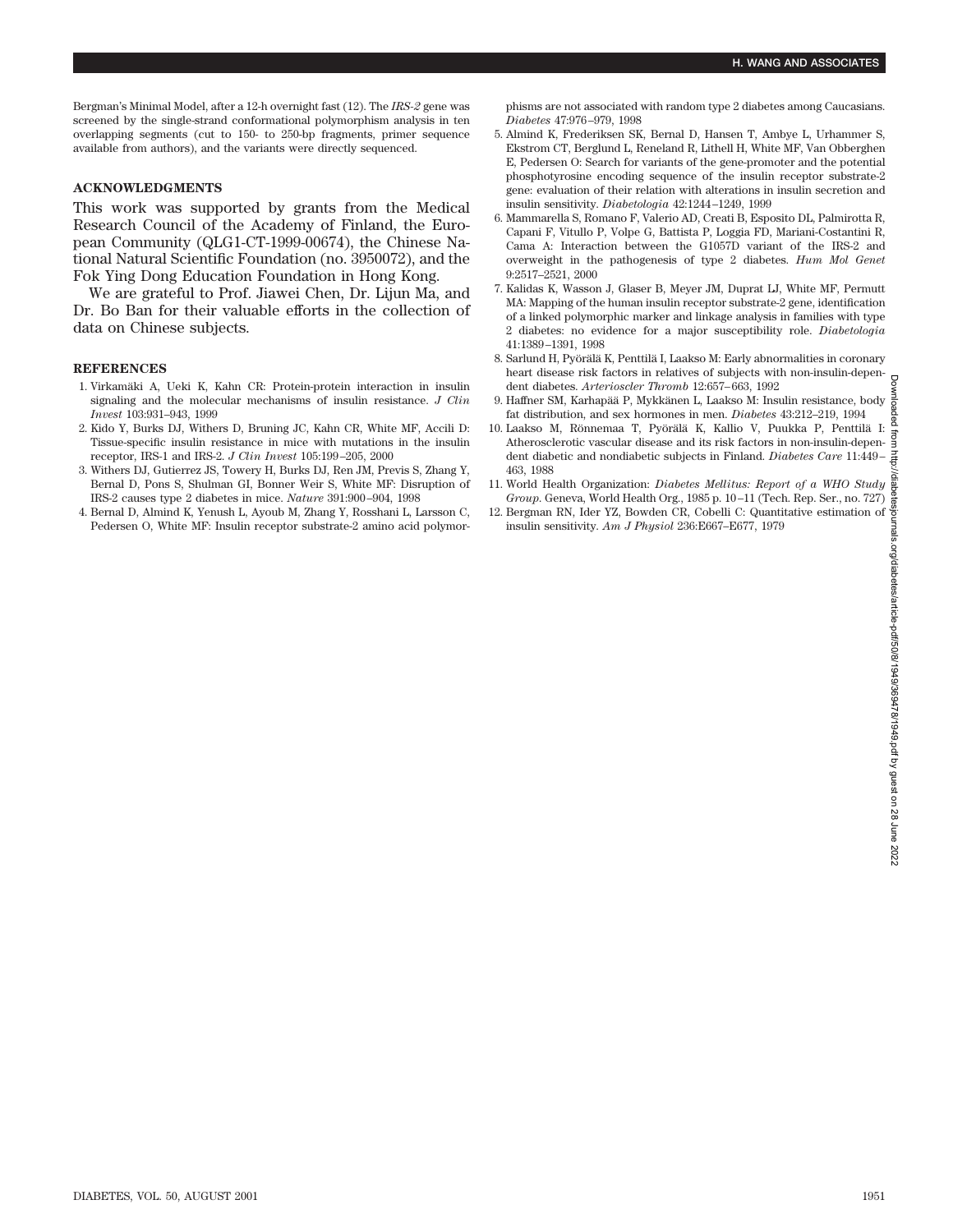Bergman's Minimal Model, after a 12-h overnight fast (12). The *IRS-2* gene was screened by the single-strand conformational polymorphism analysis in ten overlapping segments (cut to 150- to 250-bp fragments, primer sequence available from authors), and the variants were directly sequenced.

## ACKNOWLEDGMENTS

This work was supported by grants from the Medical Research Council of the Academy of Finland, the European Community (QLG1-CT-1999-00674), the Chinese National Natural Scientific Foundation (no. 3950072), and the Fok Ying Dong Education Foundation in Hong Kong.

We are grateful to Prof. Jiawei Chen, Dr. Lijun Ma, and Dr. Bo Ban for their valuable efforts in the collection of data on Chinese subjects.

## REFERENCES

1. Virkamäki A, Ueki K, Kahn CR: Protein-protein interaction in insulin signaling and the molecular mechanisms of insulin resistance. *J Clin Invest* 103:931–943, 1999
2. Kido Y, Burks DJ, Withers D, Bruning JC, Kahn CR, White MF, Accili D: Tissue-specific insulin resistance in mice with mutations in the insulin receptor, IRS-1 and IRS-2. *J Clin Invest* 105:199–205, 2000
3. Withers DJ, Gutierrez JS, Towery H, Burks DJ, Ren JM, Previs S, Zhang Y, Bernal D, Pons S, Shulman GI, Bonner Weir S, White MF: Disruption of IRS-2 causes type 2 diabetes in mice. *Nature* 391:900–904, 1998
4. Bernal D, Almind K, Yenush L, Ayoub M, Zhang Y, Rosshani L, Larsson C, Pedersen O, White MF: Insulin receptor substrate-2 amino acid polymorphisms are not associated with random type 2 diabetes among Caucasians. *Diabetes* 47:976–979, 1998
5. Almind K, Frederiksen SK, Bernal D, Hansen T, Ambye L, Urhammer S, Ekstrom CT, Berglund L, Reneland R, Lithell H, White MF, Van Obberghen E, Pedersen O: Search for variants of the gene-promoter and the potential phosphotyrosine encoding sequence of the insulin receptor substrate-2 gene: evaluation of their relation with alterations in insulin secretion and insulin sensitivity. *Diabetologia* 42:1244–1249, 1999
6. Mammarella S, Romano F, Valerio AD, Creati B, Esposito DL, Palmirotta R, Capani F, Vitullo P, Volpe G, Battista P, Loggia FD, Mariani-Costantini R, Cama A: Interaction between the G1057D variant of the IRS-2 and overweight in the pathogenesis of type 2 diabetes. *Hum Mol Genet* 9:2517–2521, 2000
7. Kalidas K, Wasson J, Glaser B, Meyer JM, Duprat LJ, White MF, Permutt MA: Mapping of the human insulin receptor substrate-2 gene, identification of a linked polymorphic marker and linkage analysis in families with type 2 diabetes: no evidence for a major susceptibility role. *Diabetologia* 41:1389–1391, 1998
8. Sarlund H, Pyörälä K, Penttilä I, Laakso M: Early abnormalities in coronary heart disease risk factors in relatives of subjects with non-insulin-dependent diabetes. *Arterioscler Thromb* 12:657–663, 1992
9. Haffner SM, Karhapää P, Mykkänen L, Laakso M: Insulin resistance, body fat distribution, and sex hormones in men. *Diabetes* 43:212–219, 1994
10. Laakso M, Rönnemaa T, Pyörälä K, Kallio V, Puukka P, Penttilä I: Atherosclerotic vascular disease and its risk factors in non-insulin-dependent diabetic and nondiabetic subjects in Finland. *Diabetes Care* 11:449–463, 1988
11. World Health Organization: *Diabetes Mellitus: Report of a WHO Study Group.* Geneva, World Health Org., 1985 p. 10–11 (Tech. Rep. Ser., no. 727)
12. Bergman RN, Ider YZ, Bowden CR, Cobelli C: Quantitative estimation of insulin sensitivity. *Am J Physiol* 236:E667–E677, 1979